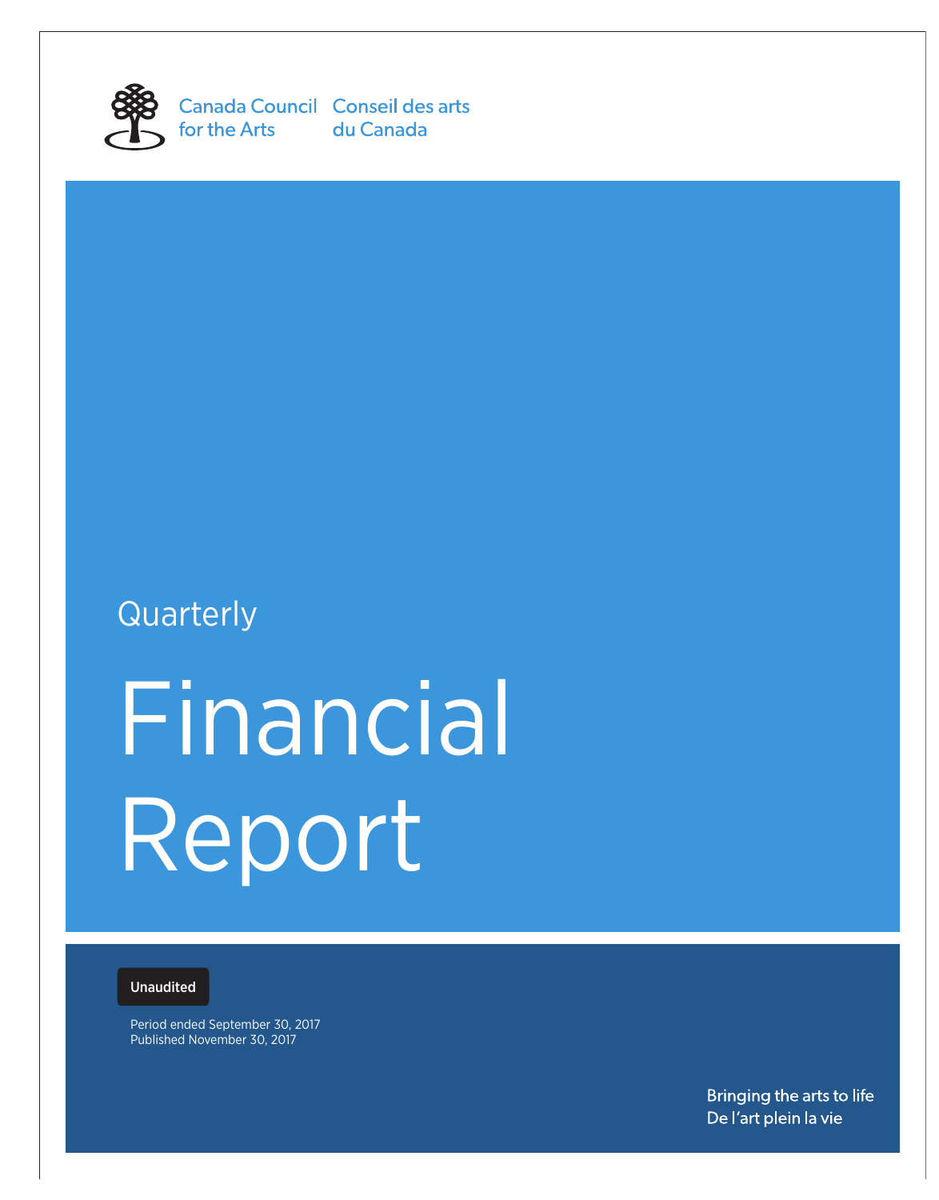Canada Council for the Arts

Conseil des arts du Canada

Quarterly

# Financial Report

**Unaudited**

Period ended September 30, 2017
Published November 30, 2017

Bringing the arts to life
De l'art plein la vie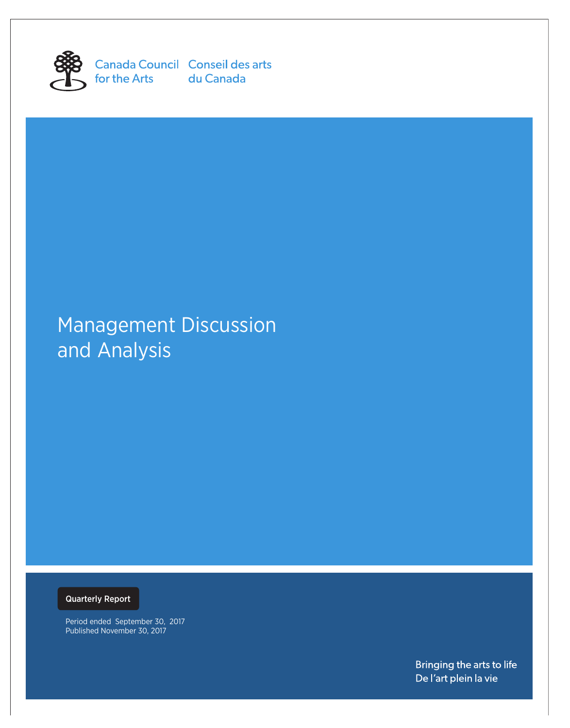Canada Council for the Arts | Conseil des arts du Canada

# Management Discussion and Analysis

**Quarterly Report**

Period ended September 30, 2017
Published November 30, 2017

Bringing the arts to life
De l'art plein la vie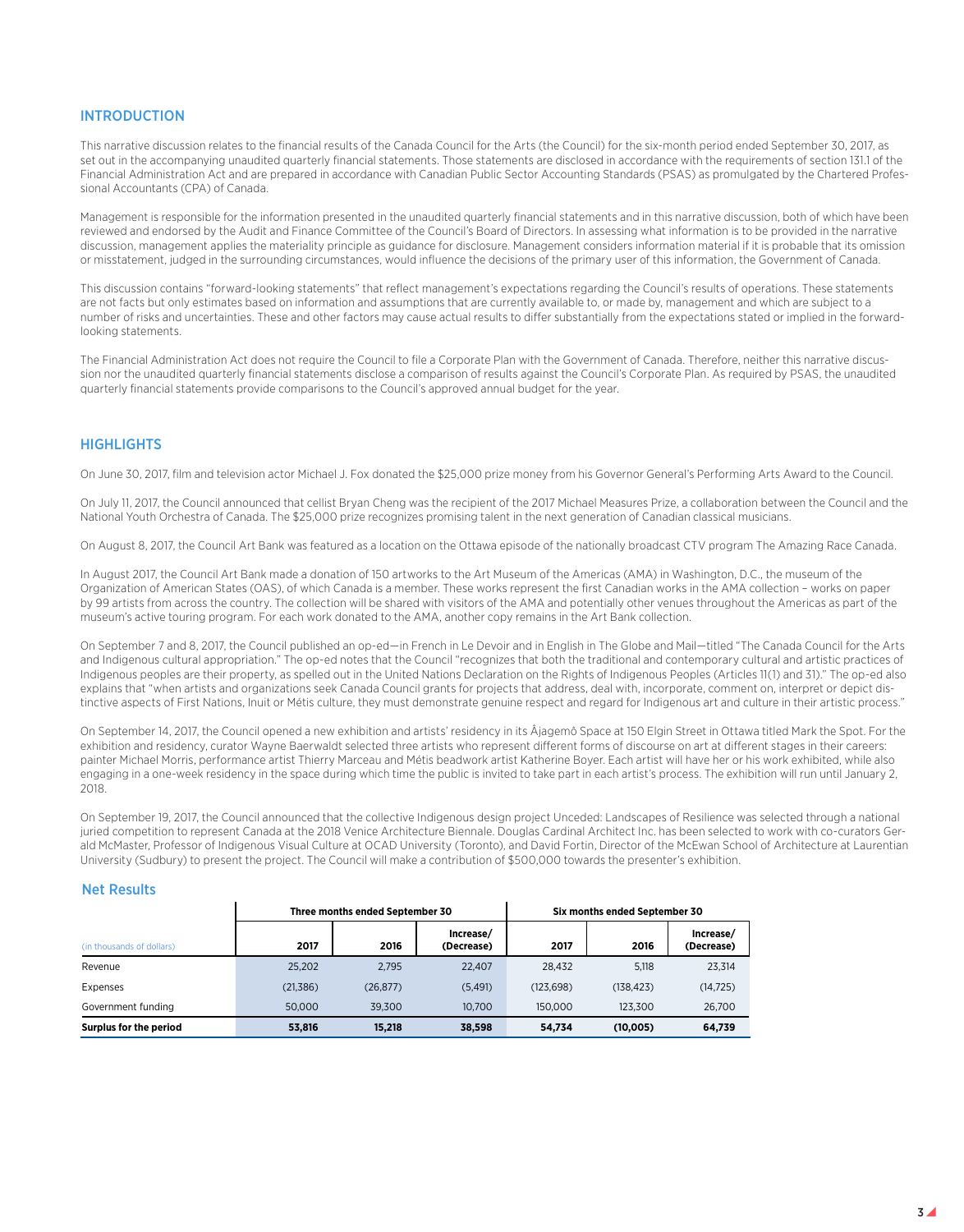## INTRODUCTION

This narrative discussion relates to the financial results of the Canada Council for the Arts (the Council) for the six-month period ended September 30, 2017, as set out in the accompanying unaudited quarterly financial statements. Those statements are disclosed in accordance with the requirements of section 131.1 of the Financial Administration Act and are prepared in accordance with Canadian Public Sector Accounting Standards (PSAS) as promulgated by the Chartered Professional Accountants (CPA) of Canada.

Management is responsible for the information presented in the unaudited quarterly financial statements and in this narrative discussion, both of which have been reviewed and endorsed by the Audit and Finance Committee of the Council's Board of Directors. In assessing what information is to be provided in the narrative discussion, management applies the materiality principle as guidance for disclosure. Management considers information material if it is probable that its omission or misstatement, judged in the surrounding circumstances, would influence the decisions of the primary user of this information, the Government of Canada.

This discussion contains "forward-looking statements" that reflect management's expectations regarding the Council's results of operations. These statements are not facts but only estimates based on information and assumptions that are currently available to, or made by, management and which are subject to a number of risks and uncertainties. These and other factors may cause actual results to differ substantially from the expectations stated or implied in the forward-looking statements.

The Financial Administration Act does not require the Council to file a Corporate Plan with the Government of Canada. Therefore, neither this narrative discussion nor the unaudited quarterly financial statements disclose a comparison of results against the Council's Corporate Plan. As required by PSAS, the unaudited quarterly financial statements provide comparisons to the Council's approved annual budget for the year.

## HIGHLIGHTS

On June 30, 2017, film and television actor Michael J. Fox donated the $25,000 prize money from his Governor General's Performing Arts Award to the Council.

On July 11, 2017, the Council announced that cellist Bryan Cheng was the recipient of the 2017 Michael Measures Prize, a collaboration between the Council and the National Youth Orchestra of Canada. The $25,000 prize recognizes promising talent in the next generation of Canadian classical musicians.

On August 8, 2017, the Council Art Bank was featured as a location on the Ottawa episode of the nationally broadcast CTV program The Amazing Race Canada.

In August 2017, the Council Art Bank made a donation of 150 artworks to the Art Museum of the Americas (AMA) in Washington, D.C., the museum of the Organization of American States (OAS), of which Canada is a member. These works represent the first Canadian works in the AMA collection – works on paper by 99 artists from across the country. The collection will be shared with visitors of the AMA and potentially other venues throughout the Americas as part of the museum's active touring program. For each work donated to the AMA, another copy remains in the Art Bank collection.

On September 7 and 8, 2017, the Council published an op-ed—in French in Le Devoir and in English in The Globe and Mail—titled "The Canada Council for the Arts and Indigenous cultural appropriation." The op-ed notes that the Council "recognizes that both the traditional and contemporary cultural and artistic practices of Indigenous peoples are their property, as spelled out in the United Nations Declaration on the Rights of Indigenous Peoples (Articles 11(1) and 31)." The op-ed also explains that "when artists and organizations seek Canada Council grants for projects that address, deal with, incorporate, comment on, interpret or depict distinctive aspects of First Nations, Inuit or Métis culture, they must demonstrate genuine respect and regard for Indigenous art and culture in their artistic process."

On September 14, 2017, the Council opened a new exhibition and artists' residency in its Âjagemô Space at 150 Elgin Street in Ottawa titled Mark the Spot. For the exhibition and residency, curator Wayne Baerwaldt selected three artists who represent different forms of discourse on art at different stages in their careers: painter Michael Morris, performance artist Thierry Marceau and Métis beadwork artist Katherine Boyer. Each artist will have her or his work exhibited, while also engaging in a one-week residency in the space during which time the public is invited to take part in each artist's process. The exhibition will run until January 2, 2018.

On September 19, 2017, the Council announced that the collective Indigenous design project Unceded: Landscapes of Resilience was selected through a national juried competition to represent Canada at the 2018 Venice Architecture Biennale. Douglas Cardinal Architect Inc. has been selected to work with co-curators Gerald McMaster, Professor of Indigenous Visual Culture at OCAD University (Toronto), and David Fortin, Director of the McEwan School of Architecture at Laurentian University (Sudbury) to present the project. The Council will make a contribution of $500,000 towards the presenter's exhibition.

### Net Results

| | Three months ended September 30 | | | Six months ended September 30 | | |
|---|---|---|---|---|---|---|
| (in thousands of dollars) | 2017 | 2016 | Increase/ (Decrease) | 2017 | 2016 | Increase/ (Decrease) |
| Revenue | 25,202 | 2,795 | 22,407 | 28,432 | 5,118 | 23,314 |
| Expenses | (21,386) | (26,877) | (5,491) | (123,698) | (138,423) | (14,725) |
| Government funding | 50,000 | 39,300 | 10,700 | 150,000 | 123,300 | 26,700 |
| **Surplus for the period** | **53,816** | **15,218** | **38,598** | **54,734** | **(10,005)** | **64,739** |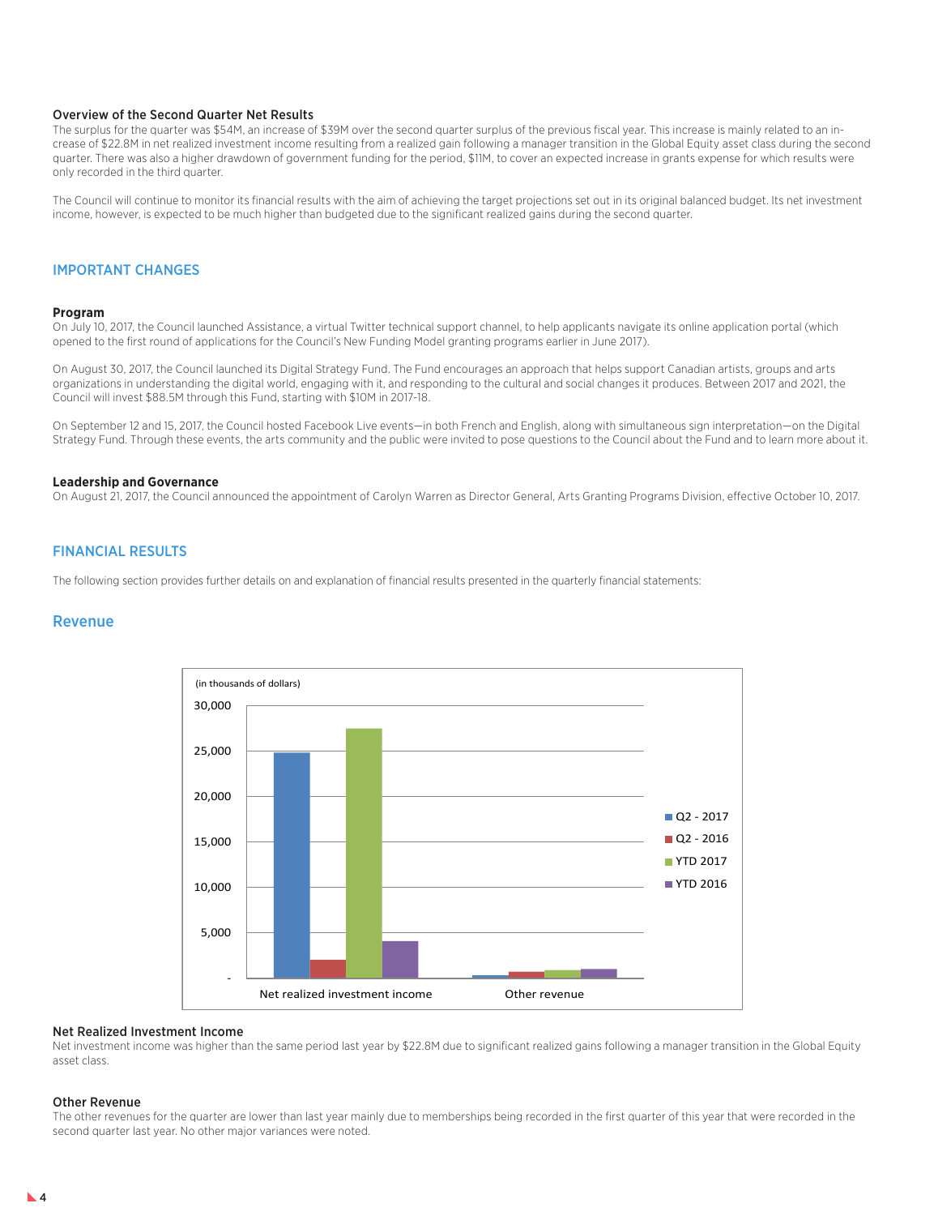### Overview of the Second Quarter Net Results

The surplus for the quarter was $54M, an increase of $39M over the second quarter surplus of the previous fiscal year. This increase is mainly related to an increase of $22.8M in net realized investment income resulting from a realized gain following a manager transition in the Global Equity asset class during the second quarter. There was also a higher drawdown of government funding for the period, $11M, to cover an expected increase in grants expense for which results were only recorded in the third quarter.

The Council will continue to monitor its financial results with the aim of achieving the target projections set out in its original balanced budget. Its net investment income, however, is expected to be much higher than budgeted due to the significant realized gains during the second quarter.

## IMPORTANT CHANGES

### Program

On July 10, 2017, the Council launched Assistance, a virtual Twitter technical support channel, to help applicants navigate its online application portal (which opened to the first round of applications for the Council's New Funding Model granting programs earlier in June 2017).

On August 30, 2017, the Council launched its Digital Strategy Fund. The Fund encourages an approach that helps support Canadian artists, groups and arts organizations in understanding the digital world, engaging with it, and responding to the cultural and social changes it produces. Between 2017 and 2021, the Council will invest $88.5M through this Fund, starting with $10M in 2017-18.

On September 12 and 15, 2017, the Council hosted Facebook Live events—in both French and English, along with simultaneous sign interpretation—on the Digital Strategy Fund. Through these events, the arts community and the public were invited to pose questions to the Council about the Fund and to learn more about it.

### Leadership and Governance

On August 21, 2017, the Council announced the appointment of Carolyn Warren as Director General, Arts Granting Programs Division, effective October 10, 2017.

## FINANCIAL RESULTS

The following section provides further details on and explanation of financial results presented in the quarterly financial statements:

## Revenue

(in thousands of dollars)

| | Q2 - 2017 | Q2 - 2016 | YTD 2017 | YTD 2016 |
|---|---|---|---|---|
| Net realized investment income | ~24,800 | ~2,000 | ~27,500 | ~4,100 |
| Other revenue | ~300 | ~700 | ~900 | ~1,000 |

### Net Realized Investment Income

Net investment income was higher than the same period last year by $22.8M due to significant realized gains following a manager transition in the Global Equity asset class.

### Other Revenue

The other revenues for the quarter are lower than last year mainly due to memberships being recorded in the first quarter of this year that were recorded in the second quarter last year. No other major variances were noted.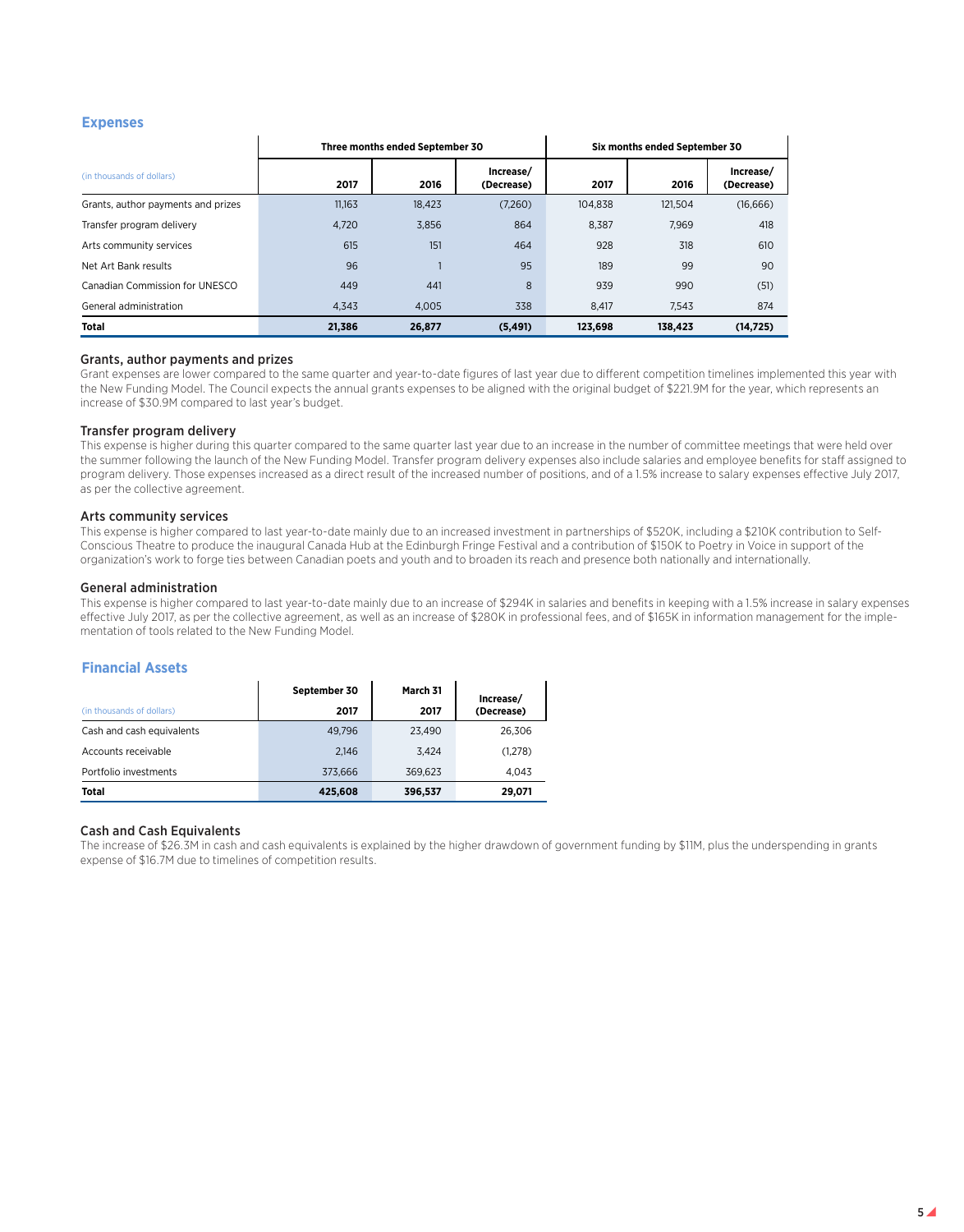## Expenses

| (in thousands of dollars) | Three months ended September 30 | | | Six months ended September 30 | | |
|---|---|---|---|---|---|---|
| | 2017 | 2016 | Increase/ (Decrease) | 2017 | 2016 | Increase/ (Decrease) |
| Grants, author payments and prizes | 11,163 | 18,423 | (7,260) | 104,838 | 121,504 | (16,666) |
| Transfer program delivery | 4,720 | 3,856 | 864 | 8,387 | 7,969 | 418 |
| Arts community services | 615 | 151 | 464 | 928 | 318 | 610 |
| Net Art Bank results | 96 | 1 | 95 | 189 | 99 | 90 |
| Canadian Commission for UNESCO | 449 | 441 | 8 | 939 | 990 | (51) |
| General administration | 4,343 | 4,005 | 338 | 8,417 | 7,543 | 874 |
| **Total** | **21,386** | **26,877** | **(5,491)** | **123,698** | **138,423** | **(14,725)** |

### Grants, author payments and prizes

Grant expenses are lower compared to the same quarter and year-to-date figures of last year due to different competition timelines implemented this year with the New Funding Model. The Council expects the annual grants expenses to be aligned with the original budget of $221.9M for the year, which represents an increase of $30.9M compared to last year's budget.

### Transfer program delivery

This expense is higher during this quarter compared to the same quarter last year due to an increase in the number of committee meetings that were held over the summer following the launch of the New Funding Model. Transfer program delivery expenses also include salaries and employee benefits for staff assigned to program delivery. Those expenses increased as a direct result of the increased number of positions, and of a 1.5% increase to salary expenses effective July 2017, as per the collective agreement.

### Arts community services

This expense is higher compared to last year-to-date mainly due to an increased investment in partnerships of $520K, including a $210K contribution to Self-Conscious Theatre to produce the inaugural Canada Hub at the Edinburgh Fringe Festival and a contribution of $150K to Poetry in Voice in support of the organization's work to forge ties between Canadian poets and youth and to broaden its reach and presence both nationally and internationally.

### General administration

This expense is higher compared to last year-to-date mainly due to an increase of $294K in salaries and benefits in keeping with a 1.5% increase in salary expenses effective July 2017, as per the collective agreement, as well as an increase of $280K in professional fees, and of $165K in information management for the implementation of tools related to the New Funding Model.

## Financial Assets

| (in thousands of dollars) | September 30 2017 | March 31 2017 | Increase/ (Decrease) |
|---|---|---|---|
| Cash and cash equivalents | 49,796 | 23,490 | 26,306 |
| Accounts receivable | 2,146 | 3,424 | (1,278) |
| Portfolio investments | 373,666 | 369,623 | 4,043 |
| **Total** | **425,608** | **396,537** | **29,071** |

### Cash and Cash Equivalents

The increase of $26.3M in cash and cash equivalents is explained by the higher drawdown of government funding by $11M, plus the underspending in grants expense of $16.7M due to timelines of competition results.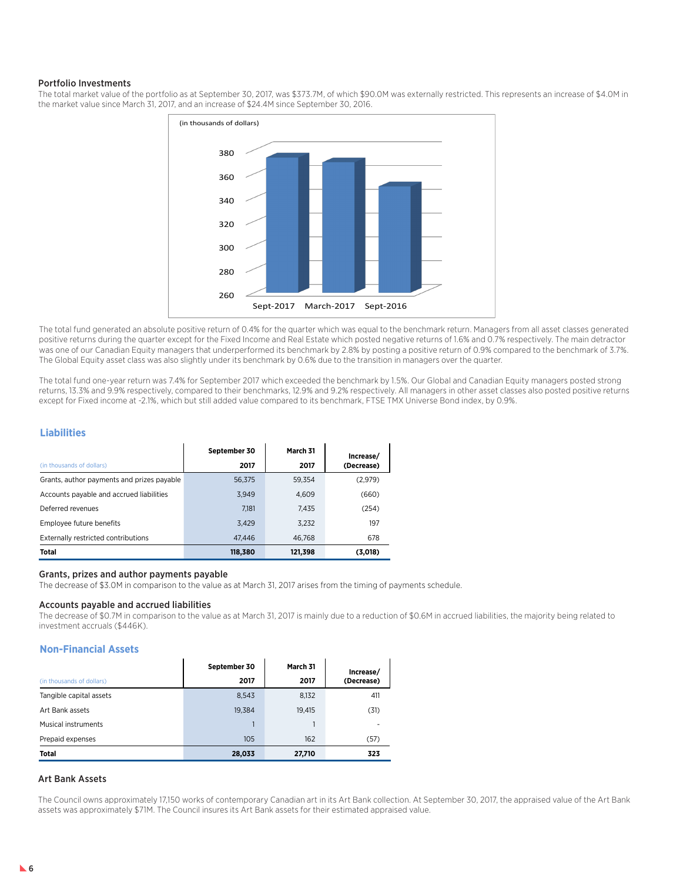### Portfolio Investments

The total market value of the portfolio as at September 30, 2017, was $373.7M, of which $90.0M was externally restricted. This represents an increase of $4.0M in the market value since March 31, 2017, and an increase of $24.4M since September 30, 2016.

(in thousands of dollars)

The total fund generated an absolute positive return of 0.4% for the quarter which was equal to the benchmark return. Managers from all asset classes generated positive returns during the quarter except for the Fixed Income and Real Estate which posted negative returns of 1.6% and 0.7% respectively. The main detractor was one of our Canadian Equity managers that underperformed its benchmark by 2.8% by posting a positive return of 0.9% compared to the benchmark of 3.7%. The Global Equity asset class was also slightly under its benchmark by 0.6% due to the transition in managers over the quarter.

The total fund one-year return was 7.4% for September 2017 which exceeded the benchmark by 1.5%. Our Global and Canadian Equity managers posted strong returns, 13.3% and 9.9% respectively, compared to their benchmarks, 12.9% and 9.2% respectively. All managers in other asset classes also posted positive returns except for Fixed income at -2.1%, which but still added value compared to its benchmark, FTSE TMX Universe Bond index, by 0.9%.

## Liabilities

| (in thousands of dollars) | September 30 2017 | March 31 2017 | Increase/ (Decrease) |
|---|---|---|---|
| Grants, author payments and prizes payable | 56,375 | 59,354 | (2,979) |
| Accounts payable and accrued liabilities | 3,949 | 4,609 | (660) |
| Deferred revenues | 7,181 | 7,435 | (254) |
| Employee future benefits | 3,429 | 3,232 | 197 |
| Externally restricted contributions | 47,446 | 46,768 | 678 |
| **Total** | **118,380** | **121,398** | **(3,018)** |

### Grants, prizes and author payments payable

The decrease of $3.0M in comparison to the value as at March 31, 2017 arises from the timing of payments schedule.

### Accounts payable and accrued liabilities

The decrease of $0.7M in comparison to the value as at March 31, 2017 is mainly due to a reduction of $0.6M in accrued liabilities, the majority being related to investment accruals ($446K).

## Non-Financial Assets

| (in thousands of dollars) | September 30 2017 | March 31 2017 | Increase/ (Decrease) |
|---|---|---|---|
| Tangible capital assets | 8,543 | 8,132 | 411 |
| Art Bank assets | 19,384 | 19,415 | (31) |
| Musical instruments | 1 | 1 | - |
| Prepaid expenses | 105 | 162 | (57) |
| **Total** | **28,033** | **27,710** | **323** |

### Art Bank Assets

The Council owns approximately 17,150 works of contemporary Canadian art in its Art Bank collection. At September 30, 2017, the appraised value of the Art Bank assets was approximately $71M. The Council insures its Art Bank assets for their estimated appraised value.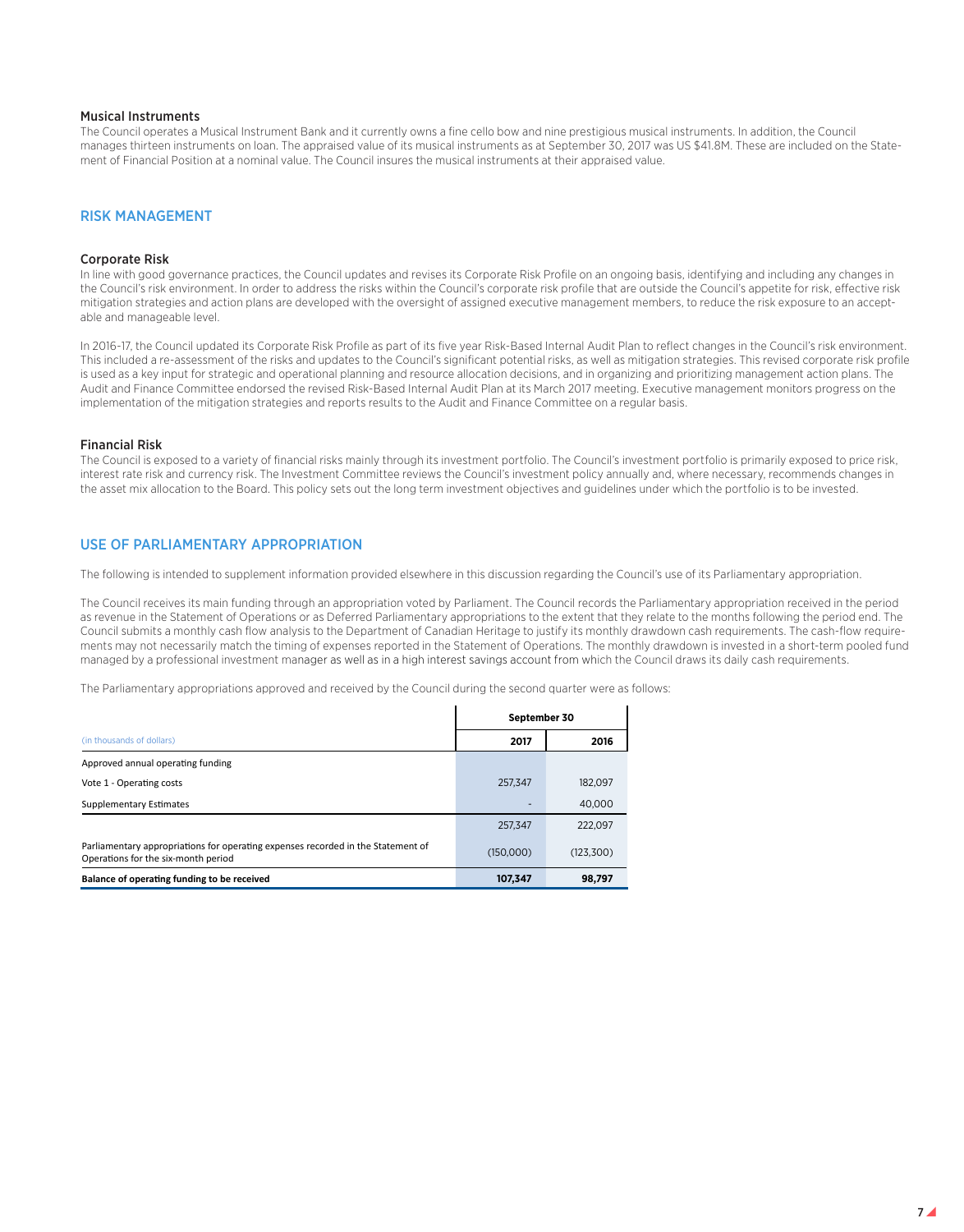### Musical Instruments

The Council operates a Musical Instrument Bank and it currently owns a fine cello bow and nine prestigious musical instruments. In addition, the Council manages thirteen instruments on loan. The appraised value of its musical instruments as at September 30, 2017 was US $41.8M. These are included on the Statement of Financial Position at a nominal value. The Council insures the musical instruments at their appraised value.

## RISK MANAGEMENT

### Corporate Risk

In line with good governance practices, the Council updates and revises its Corporate Risk Profile on an ongoing basis, identifying and including any changes in the Council's risk environment. In order to address the risks within the Council's corporate risk profile that are outside the Council's appetite for risk, effective risk mitigation strategies and action plans are developed with the oversight of assigned executive management members, to reduce the risk exposure to an acceptable and manageable level.

In 2016-17, the Council updated its Corporate Risk Profile as part of its five year Risk-Based Internal Audit Plan to reflect changes in the Council's risk environment. This included a re-assessment of the risks and updates to the Council's significant potential risks, as well as mitigation strategies. This revised corporate risk profile is used as a key input for strategic and operational planning and resource allocation decisions, and in organizing and prioritizing management action plans. The Audit and Finance Committee endorsed the revised Risk-Based Internal Audit Plan at its March 2017 meeting. Executive management monitors progress on the implementation of the mitigation strategies and reports results to the Audit and Finance Committee on a regular basis.

### Financial Risk

The Council is exposed to a variety of financial risks mainly through its investment portfolio. The Council's investment portfolio is primarily exposed to price risk, interest rate risk and currency risk. The Investment Committee reviews the Council's investment policy annually and, where necessary, recommends changes in the asset mix allocation to the Board. This policy sets out the long term investment objectives and guidelines under which the portfolio is to be invested.

## USE OF PARLIAMENTARY APPROPRIATION

The following is intended to supplement information provided elsewhere in this discussion regarding the Council's use of its Parliamentary appropriation.

The Council receives its main funding through an appropriation voted by Parliament. The Council records the Parliamentary appropriation received in the period as revenue in the Statement of Operations or as Deferred Parliamentary appropriations to the extent that they relate to the months following the period end. The Council submits a monthly cash flow analysis to the Department of Canadian Heritage to justify its monthly drawdown cash requirements. The cash-flow requirements may not necessarily match the timing of expenses reported in the Statement of Operations. The monthly drawdown is invested in a short-term pooled fund managed by a professional investment manager as well as in a high interest savings account from which the Council draws its daily cash requirements.

The Parliamentary appropriations approved and received by the Council during the second quarter were as follows:

| | September 30 | |
|---|---|---|
| (in thousands of dollars) | **2017** | **2016** |
| Approved annual operating funding | | |
| Vote 1 - Operating costs | 257,347 | 182,097 |
| Supplementary Estimates | - | 40,000 |
| | 257,347 | 222,097 |
| Parliamentary appropriations for operating expenses recorded in the Statement of Operations for the six-month period | (150,000) | (123,300) |
| **Balance of operating funding to be received** | **107,347** | **98,797** |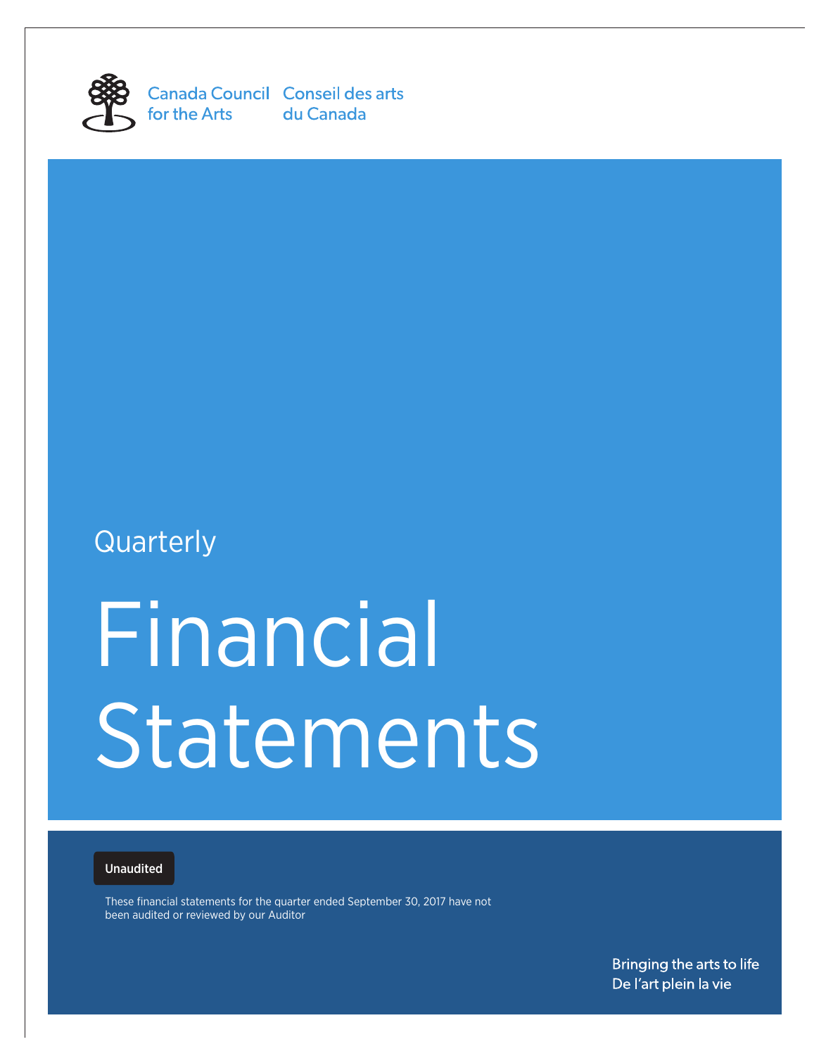Canada Council for the Arts | Conseil des arts du Canada

Quarterly

# Financial Statements

**Unaudited**

These financial statements for the quarter ended September 30, 2017 have not been audited or reviewed by our Auditor

Bringing the arts to life
De l'art plein la vie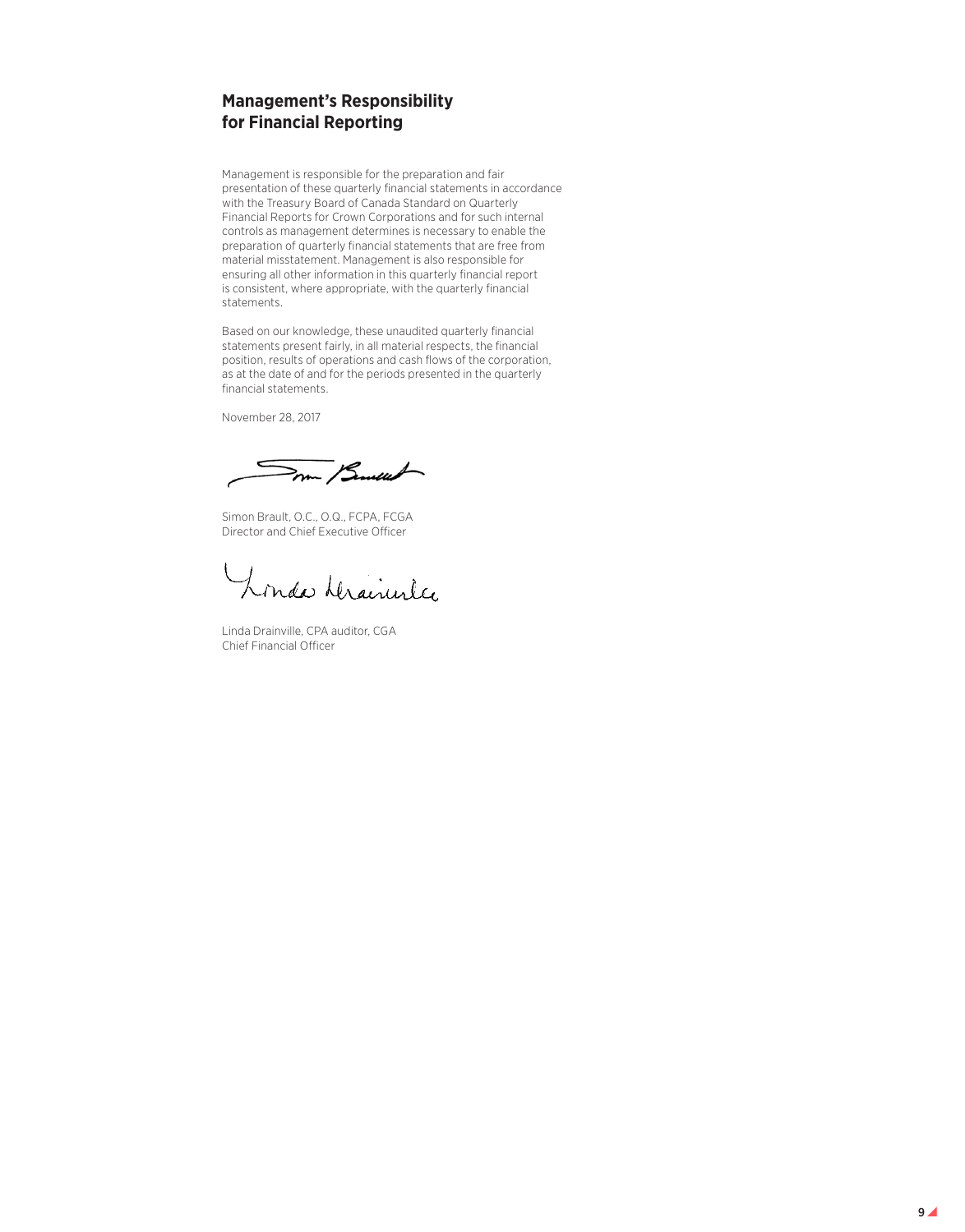## Management's Responsibility for Financial Reporting

Management is responsible for the preparation and fair presentation of these quarterly financial statements in accordance with the Treasury Board of Canada Standard on Quarterly Financial Reports for Crown Corporations and for such internal controls as management determines is necessary to enable the preparation of quarterly financial statements that are free from material misstatement. Management is also responsible for ensuring all other information in this quarterly financial report is consistent, where appropriate, with the quarterly financial statements.

Based on our knowledge, these unaudited quarterly financial statements present fairly, in all material respects, the financial position, results of operations and cash flows of the corporation, as at the date of and for the periods presented in the quarterly financial statements.

November 28, 2017

Simon Brault, O.C., O.Q., FCPA, FCGA
Director and Chief Executive Officer

Linda Drainville, CPA auditor, CGA
Chief Financial Officer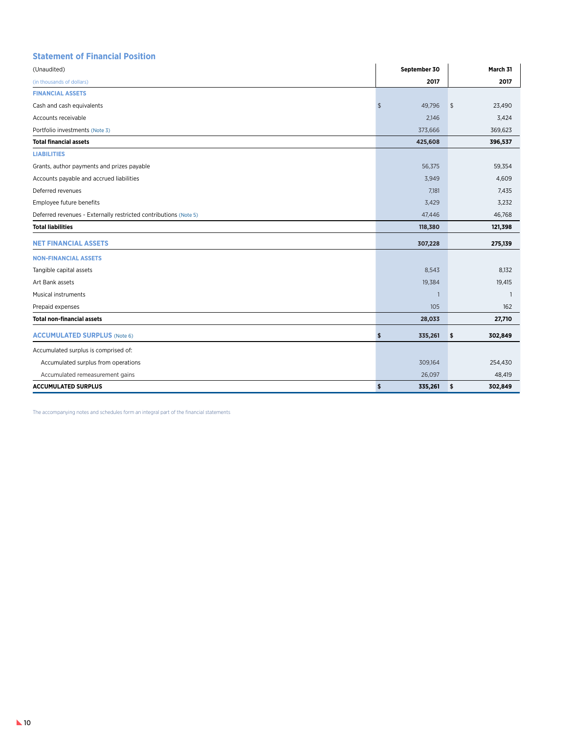## Statement of Financial Position

| (Unaudited) | September 30 | March 31 |
|---|---|---|
| (in thousands of dollars) | 2017 | 2017 |
| **FINANCIAL ASSETS** | | |
| Cash and cash equivalents | $ 49,796 | $ 23,490 |
| Accounts receivable | 2,146 | 3,424 |
| Portfolio investments (Note 3) | 373,666 | 369,623 |
| **Total financial assets** | **425,608** | **396,537** |
| **LIABILITIES** | | |
| Grants, author payments and prizes payable | 56,375 | 59,354 |
| Accounts payable and accrued liabilities | 3,949 | 4,609 |
| Deferred revenues | 7,181 | 7,435 |
| Employee future benefits | 3,429 | 3,232 |
| Deferred revenues - Externally restricted contributions (Note 5) | 47,446 | 46,768 |
| **Total liabilities** | **118,380** | **121,398** |
| **NET FINANCIAL ASSETS** | **307,228** | **275,139** |
| **NON-FINANCIAL ASSETS** | | |
| Tangible capital assets | 8,543 | 8,132 |
| Art Bank assets | 19,384 | 19,415 |
| Musical instruments | 1 | 1 |
| Prepaid expenses | 105 | 162 |
| **Total non-financial assets** | **28,033** | **27,710** |
| **ACCUMULATED SURPLUS** (Note 6) | **$ 335,261** | **$ 302,849** |
| Accumulated surplus is comprised of: | | |
| Accumulated surplus from operations | 309,164 | 254,430 |
| Accumulated remeasurement gains | 26,097 | 48,419 |
| **ACCUMULATED SURPLUS** | **$ 335,261** | **$ 302,849** |

The accompanying notes and schedules form an integral part of the financial statements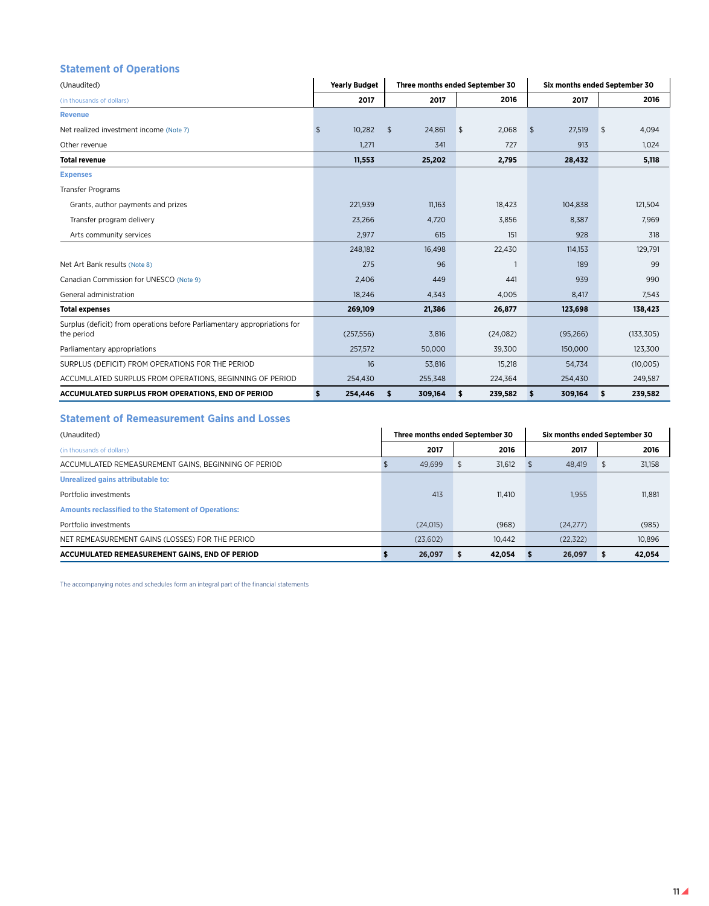## Statement of Operations

| (Unaudited) | Yearly Budget | Three months ended September 30 | | Six months ended September 30 | |
|---|---|---|---|---|---|
| (in thousands of dollars) | 2017 | 2017 | 2016 | 2017 | 2016 |
| **Revenue** | | | | | |
| Net realized investment income (Note 7) | $ 10,282 | $ 24,861 | $ 2,068 | $ 27,519 | $ 4,094 |
| Other revenue | 1,271 | 341 | 727 | 913 | 1,024 |
| **Total revenue** | **11,553** | **25,202** | **2,795** | **28,432** | **5,118** |
| **Expenses** | | | | | |
| Transfer Programs | | | | | |
| Grants, author payments and prizes | 221,939 | 11,163 | 18,423 | 104,838 | 121,504 |
| Transfer program delivery | 23,266 | 4,720 | 3,856 | 8,387 | 7,969 |
| Arts community services | 2,977 | 615 | 151 | 928 | 318 |
| | 248,182 | 16,498 | 22,430 | 114,153 | 129,791 |
| Net Art Bank results (Note 8) | 275 | 96 | 1 | 189 | 99 |
| Canadian Commission for UNESCO (Note 9) | 2,406 | 449 | 441 | 939 | 990 |
| General administration | 18,246 | 4,343 | 4,005 | 8,417 | 7,543 |
| **Total expenses** | **269,109** | **21,386** | **26,877** | **123,698** | **138,423** |
| Surplus (deficit) from operations before Parliamentary appropriations for the period | (257,556) | 3,816 | (24,082) | (95,266) | (133,305) |
| Parliamentary appropriations | 257,572 | 50,000 | 39,300 | 150,000 | 123,300 |
| SURPLUS (DEFICIT) FROM OPERATIONS FOR THE PERIOD | 16 | 53,816 | 15,218 | 54,734 | (10,005) |
| ACCUMULATED SURPLUS FROM OPERATIONS, BEGINNING OF PERIOD | 254,430 | 255,348 | 224,364 | 254,430 | 249,587 |
| **ACCUMULATED SURPLUS FROM OPERATIONS, END OF PERIOD** | **$ 254,446** | **$ 309,164** | **$ 239,582** | **$ 309,164** | **$ 239,582** |

## Statement of Remeasurement Gains and Losses

| (Unaudited) | Three months ended September 30 | | Six months ended September 30 | |
|---|---|---|---|---|
| (in thousands of dollars) | 2017 | 2016 | 2017 | 2016 |
| ACCUMULATED REMEASUREMENT GAINS, BEGINNING OF PERIOD | $ 49,699 | $ 31,612 | $ 48,419 | $ 31,158 |
| **Unrealized gains attributable to:** | | | | |
| Portfolio investments | 413 | 11,410 | 1,955 | 11,881 |
| **Amounts reclassified to the Statement of Operations:** | | | | |
| Portfolio investments | (24,015) | (968) | (24,277) | (985) |
| NET REMEASUREMENT GAINS (LOSSES) FOR THE PERIOD | (23,602) | 10,442 | (22,322) | 10,896 |
| **ACCUMULATED REMEASUREMENT GAINS, END OF PERIOD** | **$ 26,097** | **$ 42,054** | **$ 26,097** | **$ 42,054** |

The accompanying notes and schedules form an integral part of the financial statements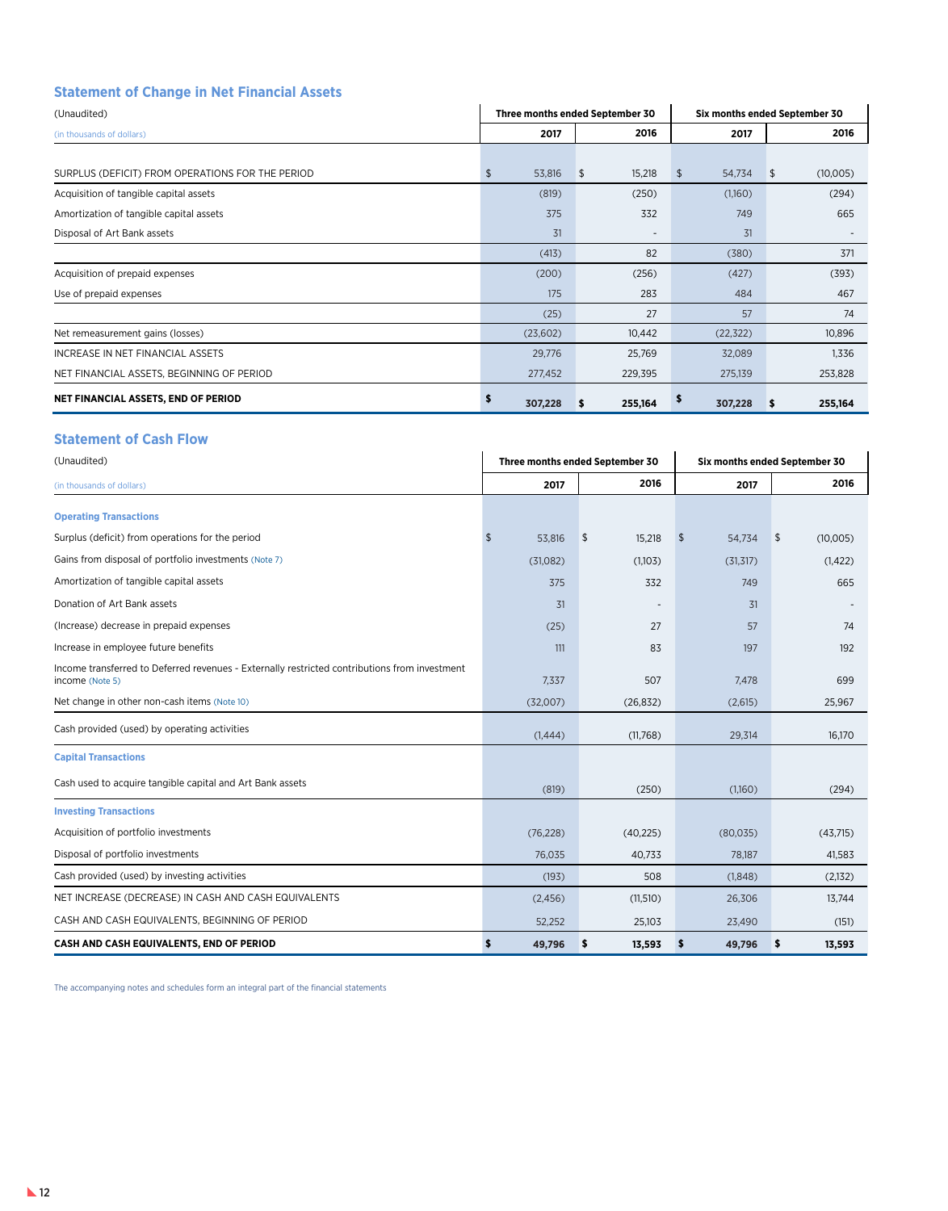## Statement of Change in Net Financial Assets

| (Unaudited) | Three months ended September 30 | | Six months ended September 30 | |
|---|---|---|---|---|
| (in thousands of dollars) | 2017 | 2016 | 2017 | 2016 |
| SURPLUS (DEFICIT) FROM OPERATIONS FOR THE PERIOD | $ 53,816 | $ 15,218 | $ 54,734 | $ (10,005) |
| Acquisition of tangible capital assets | (819) | (250) | (1,160) | (294) |
| Amortization of tangible capital assets | 375 | 332 | 749 | 665 |
| Disposal of Art Bank assets | 31 | - | 31 | - |
| | (413) | 82 | (380) | 371 |
| Acquisition of prepaid expenses | (200) | (256) | (427) | (393) |
| Use of prepaid expenses | 175 | 283 | 484 | 467 |
| | (25) | 27 | 57 | 74 |
| Net remeasurement gains (losses) | (23,602) | 10,442 | (22,322) | 10,896 |
| INCREASE IN NET FINANCIAL ASSETS | 29,776 | 25,769 | 32,089 | 1,336 |
| NET FINANCIAL ASSETS, BEGINNING OF PERIOD | 277,452 | 229,395 | 275,139 | 253,828 |
| **NET FINANCIAL ASSETS, END OF PERIOD** | **$ 307,228** | **$ 255,164** | **$ 307,228** | **$ 255,164** |

## Statement of Cash Flow

| (Unaudited) | Three months ended September 30 | | Six months ended September 30 | |
|---|---|---|---|---|
| (in thousands of dollars) | 2017 | 2016 | 2017 | 2016 |
| **Operating Transactions** | | | | |
| Surplus (deficit) from operations for the period | $ 53,816 | $ 15,218 | $ 54,734 | $ (10,005) |
| Gains from disposal of portfolio investments (Note 7) | (31,082) | (1,103) | (31,317) | (1,422) |
| Amortization of tangible capital assets | 375 | 332 | 749 | 665 |
| Donation of Art Bank assets | 31 | - | 31 | - |
| (Increase) decrease in prepaid expenses | (25) | 27 | 57 | 74 |
| Increase in employee future benefits | 111 | 83 | 197 | 192 |
| Income transferred to Deferred revenues - Externally restricted contributions from investment income (Note 5) | 7,337 | 507 | 7,478 | 699 |
| Net change in other non-cash items (Note 10) | (32,007) | (26,832) | (2,615) | 25,967 |
| Cash provided (used) by operating activities | (1,444) | (11,768) | 29,314 | 16,170 |
| **Capital Transactions** | | | | |
| Cash used to acquire tangible capital and Art Bank assets | (819) | (250) | (1,160) | (294) |
| **Investing Transactions** | | | | |
| Acquisition of portfolio investments | (76,228) | (40,225) | (80,035) | (43,715) |
| Disposal of portfolio investments | 76,035 | 40,733 | 78,187 | 41,583 |
| Cash provided (used) by investing activities | (193) | 508 | (1,848) | (2,132) |
| NET INCREASE (DECREASE) IN CASH AND CASH EQUIVALENTS | (2,456) | (11,510) | 26,306 | 13,744 |
| CASH AND CASH EQUIVALENTS, BEGINNING OF PERIOD | 52,252 | 25,103 | 23,490 | (151) |
| **CASH AND CASH EQUIVALENTS, END OF PERIOD** | **$ 49,796** | **$ 13,593** | **$ 49,796** | **$ 13,593** |

The accompanying notes and schedules form an integral part of the financial statements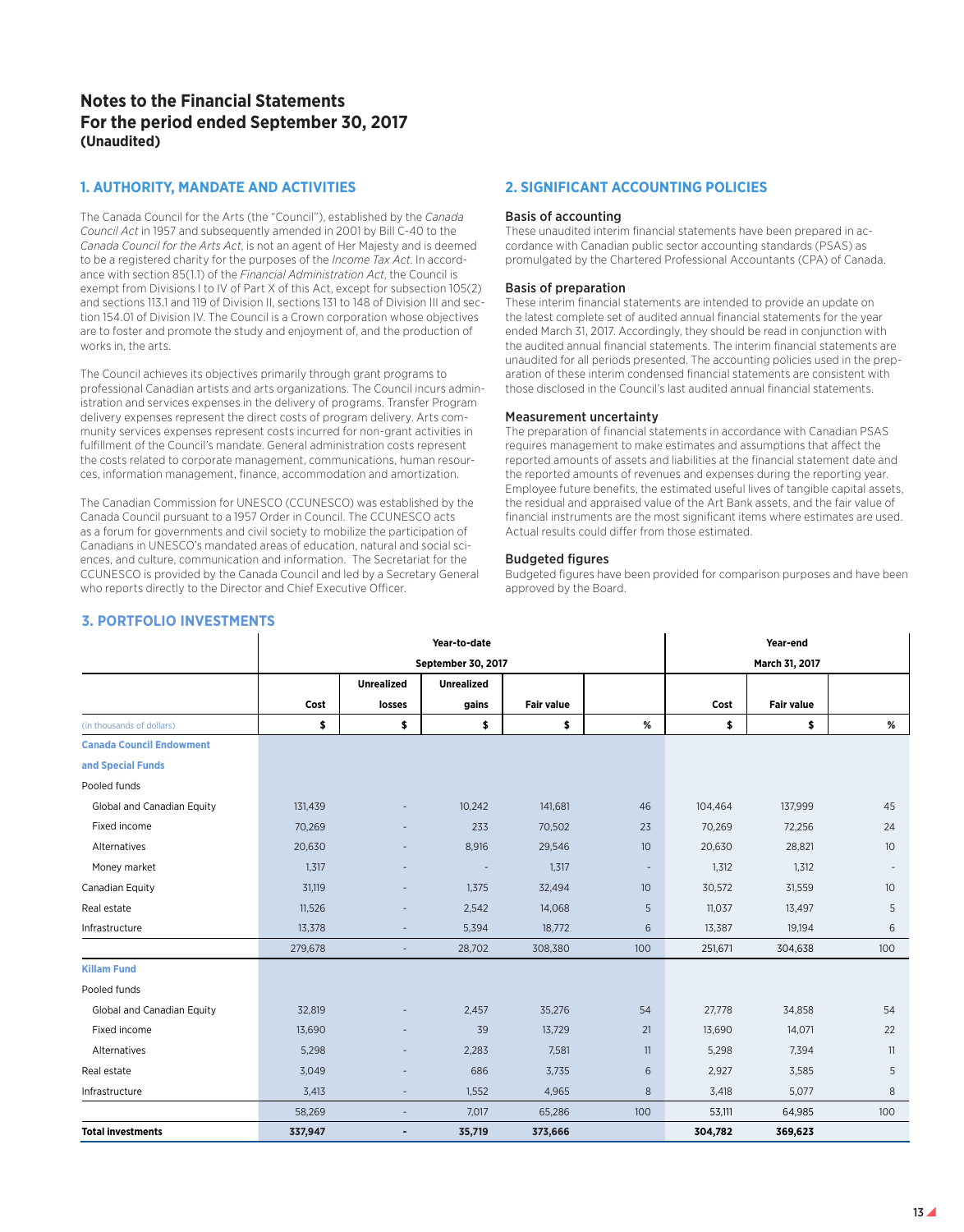# Notes to the Financial Statements
# For the period ended September 30, 2017
**(Unaudited)**

## 1. AUTHORITY, MANDATE AND ACTIVITIES

The Canada Council for the Arts (the "Council"), established by the *Canada Council Act* in 1957 and subsequently amended in 2001 by Bill C-40 to the *Canada Council for the Arts Act*, is not an agent of Her Majesty and is deemed to be a registered charity for the purposes of the *Income Tax Act*. In accordance with section 85(1.1) of the *Financial Administration Act*, the Council is exempt from Divisions I to IV of Part X of this Act, except for subsection 105(2) and sections 113.1 and 119 of Division II, sections 131 to 148 of Division III and section 154.01 of Division IV. The Council is a Crown corporation whose objectives are to foster and promote the study and enjoyment of, and the production of works in, the arts.

The Council achieves its objectives primarily through grant programs to professional Canadian artists and arts organizations. The Council incurs administration and services expenses in the delivery of programs. Transfer Program delivery expenses represent the direct costs of program delivery. Arts community services expenses represent costs incurred for non-grant activities in fulfillment of the Council's mandate. General administration costs represent the costs related to corporate management, communications, human resources, information management, finance, accommodation and amortization.

The Canadian Commission for UNESCO (CCUNESCO) was established by the Canada Council pursuant to a 1957 Order in Council. The CCUNESCO acts as a forum for governments and civil society to mobilize the participation of Canadians in UNESCO's mandated areas of education, natural and social sciences, and culture, communication and information. The Secretariat for the CCUNESCO is provided by the Canada Council and led by a Secretary General who reports directly to the Director and Chief Executive Officer.

## 2. SIGNIFICANT ACCOUNTING POLICIES

### Basis of accounting

These unaudited interim financial statements have been prepared in accordance with Canadian public sector accounting standards (PSAS) as promulgated by the Chartered Professional Accountants (CPA) of Canada.

### Basis of preparation

These interim financial statements are intended to provide an update on the latest complete set of audited annual financial statements for the year ended March 31, 2017. Accordingly, they should be read in conjunction with the audited annual financial statements. The interim financial statements are unaudited for all periods presented. The accounting policies used in the preparation of these interim condensed financial statements are consistent with those disclosed in the Council's last audited annual financial statements.

### Measurement uncertainty

The preparation of financial statements in accordance with Canadian PSAS requires management to make estimates and assumptions that affect the reported amounts of assets and liabilities at the financial statement date and the reported amounts of revenues and expenses during the reporting year. Employee future benefits, the estimated useful lives of tangible capital assets, the residual and appraised value of the Art Bank assets, and the fair value of financial instruments are the most significant items where estimates are used. Actual results could differ from those estimated.

### Budgeted figures

Budgeted figures have been provided for comparison purposes and have been approved by the Board.

## 3. PORTFOLIO INVESTMENTS

| | Year-to-date September 30, 2017 | | | | | Year-end March 31, 2017 | | |
|---|---|---|---|---|---|---|---|---|
| | Cost | Unrealized losses | Unrealized gains | Fair value | | Cost | Fair value | |
| (in thousands of dollars) | $ | $ | $ | $ | % | $ | $ | % |
| **Canada Council Endowment and Special Funds** | | | | | | | | |
| Pooled funds | | | | | | | | |
| Global and Canadian Equity | 131,439 | - | 10,242 | 141,681 | 46 | 104,464 | 137,999 | 45 |
| Fixed income | 70,269 | - | 233 | 70,502 | 23 | 70,269 | 72,256 | 24 |
| Alternatives | 20,630 | - | 8,916 | 29,546 | 10 | 20,630 | 28,821 | 10 |
| Money market | 1,317 | - | - | 1,317 | - | 1,312 | 1,312 | - |
| Canadian Equity | 31,119 | - | 1,375 | 32,494 | 10 | 30,572 | 31,559 | 10 |
| Real estate | 11,526 | - | 2,542 | 14,068 | 5 | 11,037 | 13,497 | 5 |
| Infrastructure | 13,378 | - | 5,394 | 18,772 | 6 | 13,387 | 19,194 | 6 |
| | 279,678 | - | 28,702 | 308,380 | 100 | 251,671 | 304,638 | 100 |
| **Killam Fund** | | | | | | | | |
| Pooled funds | | | | | | | | |
| Global and Canadian Equity | 32,819 | - | 2,457 | 35,276 | 54 | 27,778 | 34,858 | 54 |
| Fixed income | 13,690 | - | 39 | 13,729 | 21 | 13,690 | 14,071 | 22 |
| Alternatives | 5,298 | - | 2,283 | 7,581 | 11 | 5,298 | 7,394 | 11 |
| Real estate | 3,049 | - | 686 | 3,735 | 6 | 2,927 | 3,585 | 5 |
| Infrastructure | 3,413 | - | 1,552 | 4,965 | 8 | 3,418 | 5,077 | 8 |
| | 58,269 | - | 7,017 | 65,286 | 100 | 53,111 | 64,985 | 100 |
| **Total investments** | **337,947** | **-** | **35,719** | **373,666** | | **304,782** | **369,623** | |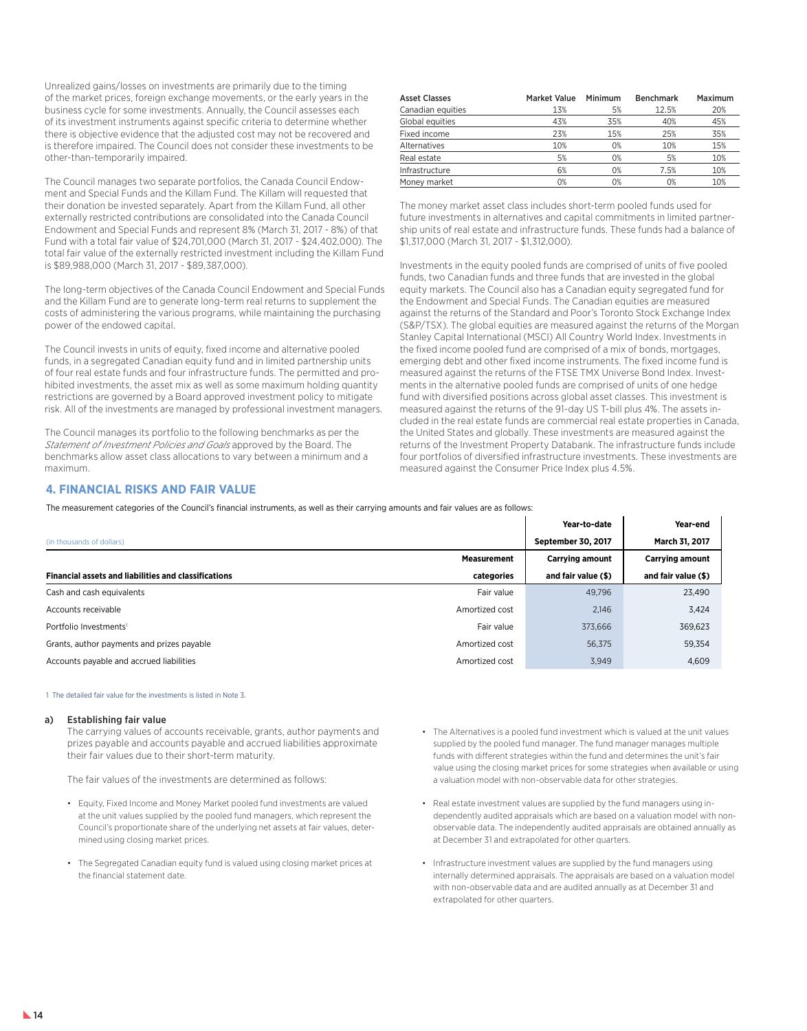Unrealized gains/losses on investments are primarily due to the timing of the market prices, foreign exchange movements, or the early years in the business cycle for some investments. Annually, the Council assesses each of its investment instruments against specific criteria to determine whether there is objective evidence that the adjusted cost may not be recovered and is therefore impaired. The Council does not consider these investments to be other-than-temporarily impaired.

The Council manages two separate portfolios, the Canada Council Endowment and Special Funds and the Killam Fund. The Killam will requested that their donation be invested separately. Apart from the Killam Fund, all other externally restricted contributions are consolidated into the Canada Council Endowment and Special Funds and represent 8% (March 31, 2017 - 8%) of that Fund with a total fair value of $24,701,000 (March 31, 2017 - $24,402,000). The total fair value of the externally restricted investment including the Killam Fund is $89,988,000 (March 31, 2017 - $89,387,000).

The long-term objectives of the Canada Council Endowment and Special Funds and the Killam Fund are to generate long-term real returns to supplement the costs of administering the various programs, while maintaining the purchasing power of the endowed capital.

The Council invests in units of equity, fixed income and alternative pooled funds, in a segregated Canadian equity fund and in limited partnership units of four real estate funds and four infrastructure funds. The permitted and prohibited investments, the asset mix as well as some maximum holding quantity restrictions are governed by a Board approved investment policy to mitigate risk. All of the investments are managed by professional investment managers.

The Council manages its portfolio to the following benchmarks as per the *Statement of Investment Policies and Goals* approved by the Board. The benchmarks allow asset class allocations to vary between a minimum and a maximum.

| Asset Classes | Market Value | Minimum | Benchmark | Maximum |
|---|---|---|---|---|
| Canadian equities | 13% | 5% | 12.5% | 20% |
| Global equities | 43% | 35% | 40% | 45% |
| Fixed income | 23% | 15% | 25% | 35% |
| Alternatives | 10% | 0% | 10% | 15% |
| Real estate | 5% | 0% | 5% | 10% |
| Infrastructure | 6% | 0% | 7.5% | 10% |
| Money market | 0% | 0% | 0% | 10% |

The money market asset class includes short-term pooled funds used for future investments in alternatives and capital commitments in limited partnership units of real estate and infrastructure funds. These funds had a balance of $1,317,000 (March 31, 2017 - $1,312,000).

Investments in the equity pooled funds are comprised of units of five pooled funds, two Canadian funds and three funds that are invested in the global equity markets. The Council also has a Canadian equity segregated fund for the Endowment and Special Funds. The Canadian equities are measured against the returns of the Standard and Poor's Toronto Stock Exchange Index (S&P/TSX). The global equities are measured against the returns of the Morgan Stanley Capital International (MSCI) All Country World Index. Investments in the fixed income pooled fund are comprised of a mix of bonds, mortgages, emerging debt and other fixed income instruments. The fixed income fund is measured against the returns of the FTSE TMX Universe Bond Index. Investments in the alternative pooled funds are comprised of units of one hedge fund with diversified positions across global asset classes. This investment is measured against the returns of the 91-day US T-bill plus 4%. The assets included in the real estate funds are commercial real estate properties in Canada, the United States and globally. These investments are measured against the returns of the Investment Property Databank. The infrastructure funds include four portfolios of diversified infrastructure investments. These investments are measured against the Consumer Price Index plus 4.5%.

## 4. FINANCIAL RISKS AND FAIR VALUE

The measurement categories of the Council's financial instruments, as well as their carrying amounts and fair values are as follows:

| (in thousands of dollars) | | Year-to-date September 30, 2017 | Year-end March 31, 2017 |
|---|---|---|---|
| **Financial assets and liabilities and classifications** | **Measurement categories** | **Carrying amount and fair value ($)** | **Carrying amount and fair value ($)** |
| Cash and cash equivalents | Fair value | 49,796 | 23,490 |
| Accounts receivable | Amortized cost | 2,146 | 3,424 |
| Portfolio Investments[1] | Fair value | 373,666 | 369,623 |
| Grants, author payments and prizes payable | Amortized cost | 56,375 | 59,354 |
| Accounts payable and accrued liabilities | Amortized cost | 3,949 | 4,609 |

1 The detailed fair value for the investments is listed in Note 3.

**a) Establishing fair value**

The carrying values of accounts receivable, grants, author payments and prizes payable and accounts payable and accrued liabilities approximate their fair values due to their short-term maturity.

The fair values of the investments are determined as follows:

- Equity, Fixed Income and Money Market pooled fund investments are valued at the unit values supplied by the pooled fund managers, which represent the Council's proportionate share of the underlying net assets at fair values, determined using closing market prices.
- The Segregated Canadian equity fund is valued using closing market prices at the financial statement date.
- The Alternatives is a pooled fund investment which is valued at the unit values supplied by the pooled fund manager. The fund manager manages multiple funds with different strategies within the fund and determines the unit's fair value using the closing market prices for some strategies when available or using a valuation model with non-observable data for other strategies.
- Real estate investment values are supplied by the fund managers using independently audited appraisals which are based on a valuation model with non-observable data. The independently audited appraisals are obtained annually as at December 31 and extrapolated for other quarters.
- Infrastructure investment values are supplied by the fund managers using internally determined appraisals. The appraisals are based on a valuation model with non-observable data and are audited annually as at December 31 and extrapolated for other quarters.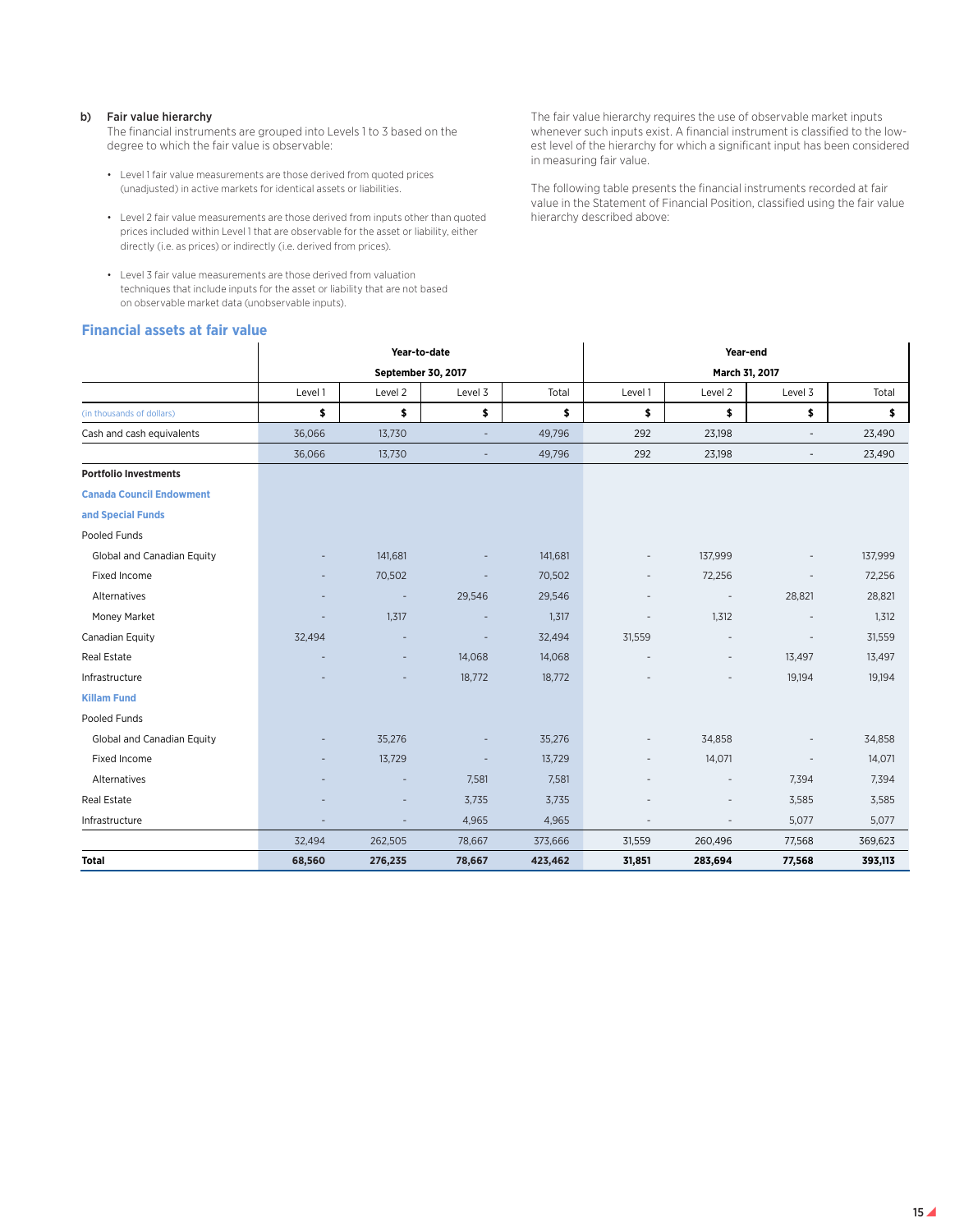**b) Fair value hierarchy**

The financial instruments are grouped into Levels 1 to 3 based on the degree to which the fair value is observable:

- Level 1 fair value measurements are those derived from quoted prices (unadjusted) in active markets for identical assets or liabilities.
- Level 2 fair value measurements are those derived from inputs other than quoted prices included within Level 1 that are observable for the asset or liability, either directly (i.e. as prices) or indirectly (i.e. derived from prices).
- Level 3 fair value measurements are those derived from valuation techniques that include inputs for the asset or liability that are not based on observable market data (unobservable inputs).

The fair value hierarchy requires the use of observable market inputs whenever such inputs exist. A financial instrument is classified to the lowest level of the hierarchy for which a significant input has been considered in measuring fair value.

The following table presents the financial instruments recorded at fair value in the Statement of Financial Position, classified using the fair value hierarchy described above:

## Financial assets at fair value

| | Year-to-date September 30, 2017 | | | | Year-end March 31, 2017 | | | |
|---|---|---|---|---|---|---|---|---|
| | Level 1 | Level 2 | Level 3 | Total | Level 1 | Level 2 | Level 3 | Total |
| (in thousands of dollars) | $ | $ | $ | $ | $ | $ | $ | $ |
| Cash and cash equivalents | 36,066 | 13,730 | - | 49,796 | 292 | 23,198 | - | 23,490 |
| | 36,066 | 13,730 | - | 49,796 | 292 | 23,198 | - | 23,490 |
| **Portfolio Investments** | | | | | | | | |
| **Canada Council Endowment and Special Funds** | | | | | | | | |
| Pooled Funds | | | | | | | | |
| Global and Canadian Equity | - | 141,681 | - | 141,681 | - | 137,999 | - | 137,999 |
| Fixed Income | - | 70,502 | - | 70,502 | - | 72,256 | - | 72,256 |
| Alternatives | - | - | 29,546 | 29,546 | - | - | 28,821 | 28,821 |
| Money Market | - | 1,317 | - | 1,317 | - | 1,312 | - | 1,312 |
| Canadian Equity | 32,494 | - | - | 32,494 | 31,559 | - | - | 31,559 |
| Real Estate | - | - | 14,068 | 14,068 | - | - | 13,497 | 13,497 |
| Infrastructure | - | - | 18,772 | 18,772 | - | - | 19,194 | 19,194 |
| **Killam Fund** | | | | | | | | |
| Pooled Funds | | | | | | | | |
| Global and Canadian Equity | - | 35,276 | - | 35,276 | - | 34,858 | - | 34,858 |
| Fixed Income | - | 13,729 | - | 13,729 | - | 14,071 | - | 14,071 |
| Alternatives | - | - | 7,581 | 7,581 | - | - | 7,394 | 7,394 |
| Real Estate | - | - | 3,735 | 3,735 | - | - | 3,585 | 3,585 |
| Infrastructure | - | - | 4,965 | 4,965 | - | - | 5,077 | 5,077 |
| | 32,494 | 262,505 | 78,667 | 373,666 | 31,559 | 260,496 | 77,568 | 369,623 |
| **Total** | **68,560** | **276,235** | **78,667** | **423,462** | **31,851** | **283,694** | **77,568** | **393,113** |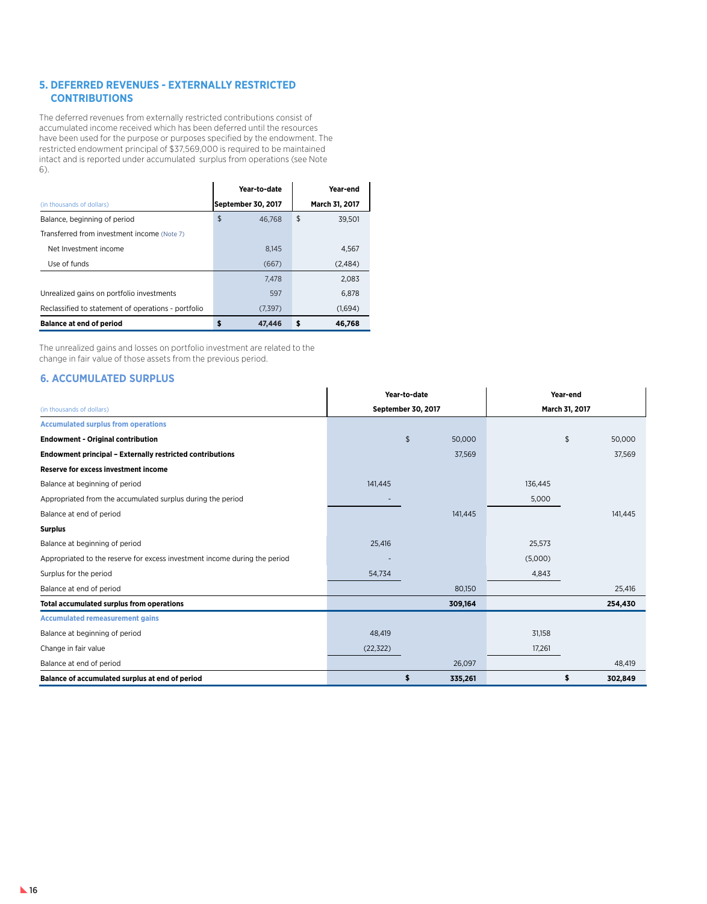## 5. DEFERRED REVENUES - EXTERNALLY RESTRICTED CONTRIBUTIONS

The deferred revenues from externally restricted contributions consist of accumulated income received which has been deferred until the resources have been used for the purpose or purposes specified by the endowment. The restricted endowment principal of $37,569,000 is required to be maintained intact and is reported under accumulated surplus from operations (see Note 6).

| (in thousands of dollars) | Year-to-date September 30, 2017 | Year-end March 31, 2017 |
|---|---|---|
| Balance, beginning of period | $ 46,768 | $ 39,501 |
| Transferred from investment income (Note 7) | | |
| Net Investment income | 8,145 | 4,567 |
| Use of funds | (667) | (2,484) |
| | 7,478 | 2,083 |
| Unrealized gains on portfolio investments | 597 | 6,878 |
| Reclassified to statement of operations - portfolio | (7,397) | (1,694) |
| **Balance at end of period** | **$ 47,446** | **$ 46,768** |

The unrealized gains and losses on portfolio investment are related to the change in fair value of those assets from the previous period.

## 6. ACCUMULATED SURPLUS

| (in thousands of dollars) | Year-to-date September 30, 2017 | | Year-end March 31, 2017 | |
|---|---|---|---|---|
| **Accumulated surplus from operations** | | | | |
| **Endowment - Original contribution** | | $ 50,000 | | $ 50,000 |
| **Endowment principal – Externally restricted contributions** | | 37,569 | | 37,569 |
| **Reserve for excess investment income** | | | | |
| Balance at beginning of period | 141,445 | | 136,445 | |
| Appropriated from the accumulated surplus during the period | - | | 5,000 | |
| Balance at end of period | | 141,445 | | 141,445 |
| **Surplus** | | | | |
| Balance at beginning of period | 25,416 | | 25,573 | |
| Appropriated to the reserve for excess investment income during the period | - | | (5,000) | |
| Surplus for the period | 54,734 | | 4,843 | |
| Balance at end of period | | 80,150 | | 25,416 |
| **Total accumulated surplus from operations** | | **309,164** | | **254,430** |
| **Accumulated remeasurement gains** | | | | |
| Balance at beginning of period | 48,419 | | 31,158 | |
| Change in fair value | (22,322) | | 17,261 | |
| Balance at end of period | | 26,097 | | 48,419 |
| **Balance of accumulated surplus at end of period** | | **$ 335,261** | | **$ 302,849** |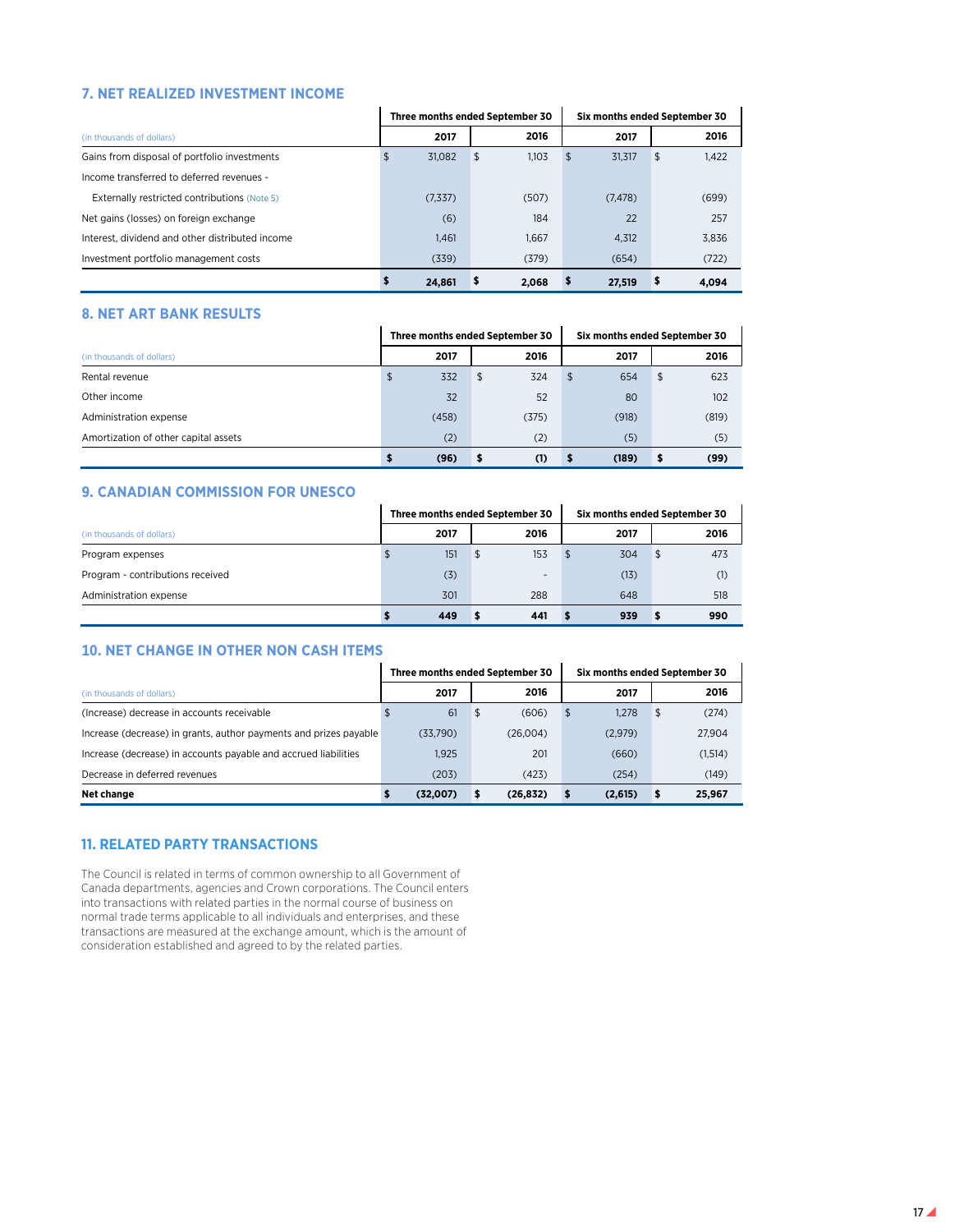## 7. NET REALIZED INVESTMENT INCOME

| (in thousands of dollars) | Three months ended September 30 | | Six months ended September 30 | |
|---|---|---|---|---|
| | 2017 | 2016 | 2017 | 2016 |
| Gains from disposal of portfolio investments | $ 31,082 | $ 1,103 | $ 31,317 | $ 1,422 |
| Income transferred to deferred revenues - | | | | |
| Externally restricted contributions (Note 5) | (7,337) | (507) | (7,478) | (699) |
| Net gains (losses) on foreign exchange | (6) | 184 | 22 | 257 |
| Interest, dividend and other distributed income | 1,461 | 1,667 | 4,312 | 3,836 |
| Investment portfolio management costs | (339) | (379) | (654) | (722) |
| | **$ 24,861** | **$ 2,068** | **$ 27,519** | **$ 4,094** |

## 8. NET ART BANK RESULTS

| (in thousands of dollars) | Three months ended September 30 | | Six months ended September 30 | |
|---|---|---|---|---|
| | 2017 | 2016 | 2017 | 2016 |
| Rental revenue | $ 332 | $ 324 | $ 654 | $ 623 |
| Other income | 32 | 52 | 80 | 102 |
| Administration expense | (458) | (375) | (918) | (819) |
| Amortization of other capital assets | (2) | (2) | (5) | (5) |
| | **$ (96)** | **$ (1)** | **$ (189)** | **$ (99)** |

## 9. CANADIAN COMMISSION FOR UNESCO

| (in thousands of dollars) | Three months ended September 30 | | Six months ended September 30 | |
|---|---|---|---|---|
| | 2017 | 2016 | 2017 | 2016 |
| Program expenses | $ 151 | $ 153 | $ 304 | $ 473 |
| Program - contributions received | (3) | - | (13) | (1) |
| Administration expense | 301 | 288 | 648 | 518 |
| | **$ 449** | **$ 441** | **$ 939** | **$ 990** |

## 10. NET CHANGE IN OTHER NON CASH ITEMS

| (in thousands of dollars) | Three months ended September 30 | | Six months ended September 30 | |
|---|---|---|---|---|
| | 2017 | 2016 | 2017 | 2016 |
| (Increase) decrease in accounts receivable | $ 61 | $ (606) | $ 1,278 | $ (274) |
| Increase (decrease) in grants, author payments and prizes payable | (33,790) | (26,004) | (2,979) | 27,904 |
| Increase (decrease) in accounts payable and accrued liabilities | 1,925 | 201 | (660) | (1,514) |
| Decrease in deferred revenues | (203) | (423) | (254) | (149) |
| **Net change** | **$ (32,007)** | **$ (26,832)** | **$ (2,615)** | **$ 25,967** |

## 11. RELATED PARTY TRANSACTIONS

The Council is related in terms of common ownership to all Government of Canada departments, agencies and Crown corporations. The Council enters into transactions with related parties in the normal course of business on normal trade terms applicable to all individuals and enterprises, and these transactions are measured at the exchange amount, which is the amount of consideration established and agreed to by the related parties.